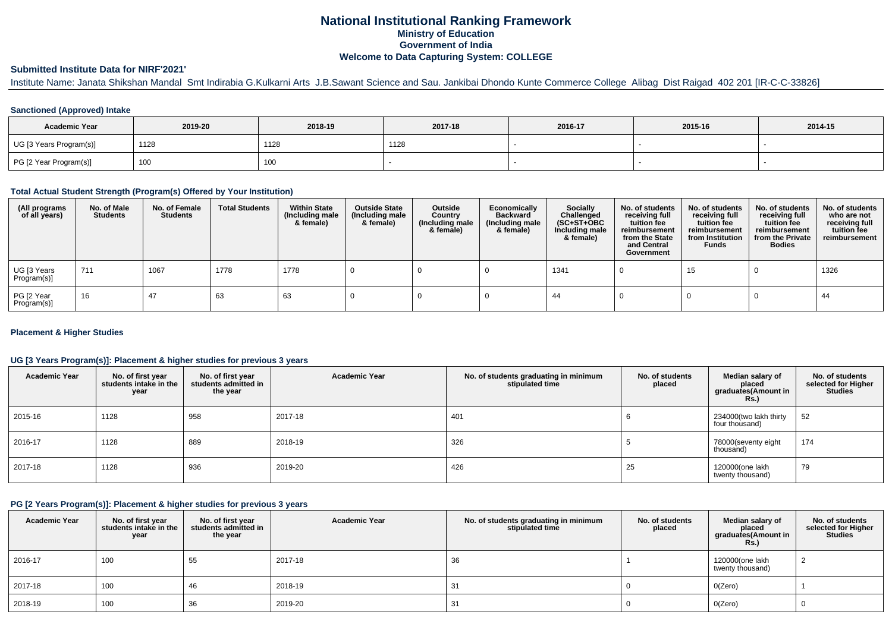# National Institutional Ranking Framework

## Ministry of Education

## Government of India

## Welcome to Data Capturing System: COLLEGE

### Submitted Institute Data for NIRF'2021'

Institute Name: Janata Shikshan Mandal Smt Indirabia G.Kulkarni Arts J.B.Sawant Science and Sau. Jankibai Dhondo Kunte Commerce College Alibag Dist Raigad 402 201 [IR-C-C-33826]

#### Sanctioned (Approved) Intake

| Academic Year | 2019-20 | 2018-19 | 2017-18 | 2016-17 | 2015-16 | 2014-15 |
|---|---|---|---|---|---|---|
| UG [3 Years Program(s)] | 1128 | 1128 | 1128 | - | - | - |
| PG [2 Year Program(s)] | 100 | 100 | - | - | - | - |

#### Total Actual Student Strength (Program(s) Offered by Your Institution)

| (All programs of all years) | No. of Male Students | No. of Female Students | Total Students | Within State (Including male & female) | Outside State (Including male & female) | Outside Country (Including male & female) | Economically Backward (Including male & female) | Socially Challenged (SC+ST+OBC Including male & female) | No. of students receiving full tuition fee reimbursement from the State and Central Government | No. of students receiving full tuition fee reimbursement from Institution Funds | No. of students receiving full tuition fee reimbursement from the Private Bodies | No. of students who are not receiving full tuition fee reimbursement |
|---|---|---|---|---|---|---|---|---|---|---|---|---|
| UG [3 Years Program(s)] | 711 | 1067 | 1778 | 1778 | 0 | 0 | 0 | 1341 | 0 | 15 | 0 | 1326 |
| PG [2 Year Program(s)] | 16 | 47 | 63 | 63 | 0 | 0 | 0 | 44 | 0 | 0 | 0 | 44 |

#### Placement & Higher Studies

#### UG [3 Years Program(s)]: Placement & higher studies for previous 3 years

| Academic Year | No. of first year students intake in the year | No. of first year students admitted in the year | Academic Year | No. of students graduating in minimum stipulated time | No. of students placed | Median salary of placed graduates(Amount in Rs.) | No. of students selected for Higher Studies |
|---|---|---|---|---|---|---|---|
| 2015-16 | 1128 | 958 | 2017-18 | 401 | 6 | 234000(two lakh thirty four thousand) | 52 |
| 2016-17 | 1128 | 889 | 2018-19 | 326 | 5 | 78000(seventy eight thousand) | 174 |
| 2017-18 | 1128 | 936 | 2019-20 | 426 | 25 | 120000(one lakh twenty thousand) | 79 |

#### PG [2 Years Program(s)]: Placement & higher studies for previous 3 years

| Academic Year | No. of first year students intake in the year | No. of first year students admitted in the year | Academic Year | No. of students graduating in minimum stipulated time | No. of students placed | Median salary of placed graduates(Amount in Rs.) | No. of students selected for Higher Studies |
|---|---|---|---|---|---|---|---|
| 2016-17 | 100 | 55 | 2017-18 | 36 | 1 | 120000(one lakh twenty thousand) | 2 |
| 2017-18 | 100 | 46 | 2018-19 | 31 | 0 | 0(Zero) | 1 |
| 2018-19 | 100 | 36 | 2019-20 | 31 | 0 | 0(Zero) | 0 |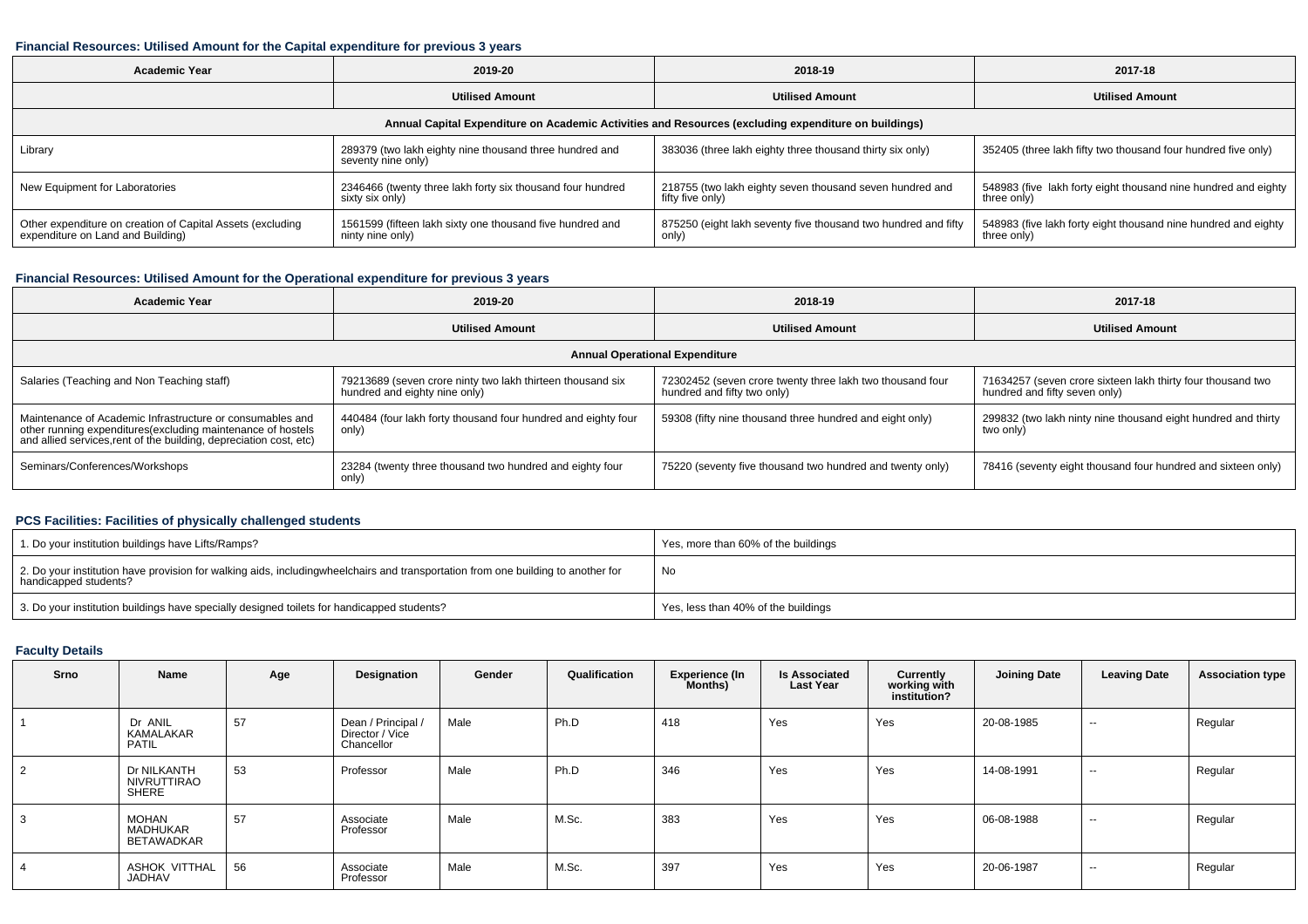### Financial Resources: Utilised Amount for the Capital expenditure for previous 3 years

| Academic Year | 2019-20 | 2018-19 | 2017-18 |
|---|---|---|---|
| | Utilised Amount | Utilised Amount | Utilised Amount |
| Annual Capital Expenditure on Academic Activities and Resources (excluding expenditure on buildings) | | | |
| Library | 289379 (two lakh eighty nine thousand three hundred and seventy nine only) | 383036 (three lakh eighty three thousand thirty six only) | 352405 (three lakh fifty two thousand four hundred five only) |
| New Equipment for Laboratories | 2346466 (twenty three lakh forty six thousand four hundred sixty six only) | 218755 (two lakh eighty seven thousand seven hundred and fifty five only) | 548983 (five lakh forty eight thousand nine hundred and eighty three only) |
| Other expenditure on creation of Capital Assets (excluding expenditure on Land and Building) | 1561599 (fifteen lakh sixty one thousand five hundred and ninty nine only) | 875250 (eight lakh seventy five thousand two hundred and fifty only) | 548983 (five lakh forty eight thousand nine hundred and eighty three only) |

### Financial Resources: Utilised Amount for the Operational expenditure for previous 3 years

| Academic Year | 2019-20 | 2018-19 | 2017-18 |
|---|---|---|---|
| | Utilised Amount | Utilised Amount | Utilised Amount |
| Annual Operational Expenditure | | | |
| Salaries (Teaching and Non Teaching staff) | 79213689 (seven crore ninty two lakh thirteen thousand six hundred and eighty nine only) | 72302452 (seven crore twenty three lakh two thousand four hundred and fifty two only) | 71634257 (seven crore sixteen lakh thirty four thousand two hundred and fifty seven only) |
| Maintenance of Academic Infrastructure or consumables and other running expenditures(excluding maintenance of hostels and allied services,rent of the building, depreciation cost, etc) | 440484 (four lakh forty thousand four hundred and eighty four only) | 59308 (fifty nine thousand three hundred and eight only) | 299832 (two lakh ninty nine thousand eight hundred and thirty two only) |
| Seminars/Conferences/Workshops | 23284 (twenty three thousand two hundred and eighty four only) | 75220 (seventy five thousand two hundred and twenty only) | 78416 (seventy eight thousand four hundred and sixteen only) |

### PCS Facilities: Facilities of physically challenged students

| | |
|---|---|
| 1. Do your institution buildings have Lifts/Ramps? | Yes, more than 60% of the buildings |
| 2. Do your institution have provision for walking aids, includingwheelchairs and transportation from one building to another for handicapped students? | No |
| 3. Do your institution buildings have specially designed toilets for handicapped students? | Yes, less than 40% of the buildings |

### Faculty Details

| Srno | Name | Age | Designation | Gender | Qualification | Experience (In Months) | Is Associated Last Year | Currently working with institution? | Joining Date | Leaving Date | Association type |
|---|---|---|---|---|---|---|---|---|---|---|---|
| 1 | Dr ANIL KAMALAKAR PATIL | 57 | Dean / Principal / Director / Vice Chancellor | Male | Ph.D | 418 | Yes | Yes | 20-08-1985 | -- | Regular |
| 2 | Dr NILKANTH NIVRUTTIRAO SHERE | 53 | Professor | Male | Ph.D | 346 | Yes | Yes | 14-08-1991 | -- | Regular |
| 3 | MOHAN MADHUKAR BETAWADKAR | 57 | Associate Professor | Male | M.Sc. | 383 | Yes | Yes | 06-08-1988 | -- | Regular |
| 4 | ASHOK VITTHAL JADHAV | 56 | Associate Professor | Male | M.Sc. | 397 | Yes | Yes | 20-06-1987 | -- | Regular |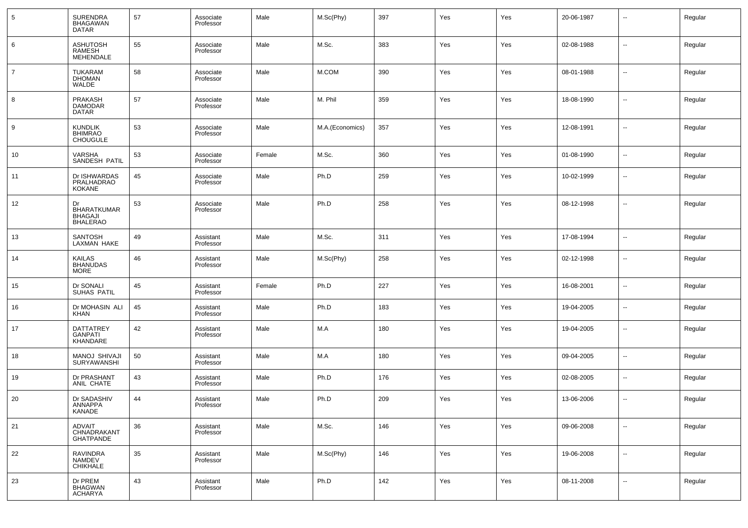| 5 | SURENDRA BHAGAWAN DATAR | 57 | Associate Professor | Male | M.Sc(Phy) | 397 | Yes | Yes | 20-06-1987 | -- | Regular |
|---|---|---|---|---|---|---|---|---|---|---|---|
| 6 | ASHUTOSH RAMESH MEHENDALE | 55 | Associate Professor | Male | M.Sc. | 383 | Yes | Yes | 02-08-1988 | -- | Regular |
| 7 | TUKARAM DHOMAN WALDE | 58 | Associate Professor | Male | M.COM | 390 | Yes | Yes | 08-01-1988 | -- | Regular |
| 8 | PRAKASH DAMODAR DATAR | 57 | Associate Professor | Male | M. Phil | 359 | Yes | Yes | 18-08-1990 | -- | Regular |
| 9 | KUNDLIK BHIMRAO CHOUGULE | 53 | Associate Professor | Male | M.A.(Economics) | 357 | Yes | Yes | 12-08-1991 | -- | Regular |
| 10 | VARSHA SANDESH PATIL | 53 | Associate Professor | Female | M.Sc. | 360 | Yes | Yes | 01-08-1990 | -- | Regular |
| 11 | Dr ISHWARDAS PRALHADRAO KOKANE | 45 | Associate Professor | Male | Ph.D | 259 | Yes | Yes | 10-02-1999 | -- | Regular |
| 12 | Dr BHARATKUMAR BHAGAJI BHALERAO | 53 | Associate Professor | Male | Ph.D | 258 | Yes | Yes | 08-12-1998 | -- | Regular |
| 13 | SANTOSH LAXMAN HAKE | 49 | Assistant Professor | Male | M.Sc. | 311 | Yes | Yes | 17-08-1994 | -- | Regular |
| 14 | KAILAS BHANUDAS MORE | 46 | Assistant Professor | Male | M.Sc(Phy) | 258 | Yes | Yes | 02-12-1998 | -- | Regular |
| 15 | Dr SONALI SUHAS PATIL | 45 | Assistant Professor | Female | Ph.D | 227 | Yes | Yes | 16-08-2001 | -- | Regular |
| 16 | Dr MOHASIN ALI KHAN | 45 | Assistant Professor | Male | Ph.D | 183 | Yes | Yes | 19-04-2005 | -- | Regular |
| 17 | DATTATREY GANPATI KHANDARE | 42 | Assistant Professor | Male | M.A | 180 | Yes | Yes | 19-04-2005 | -- | Regular |
| 18 | MANOJ SHIVAJI SURYAWANSHI | 50 | Assistant Professor | Male | M.A | 180 | Yes | Yes | 09-04-2005 | -- | Regular |
| 19 | Dr PRASHANT ANIL CHATE | 43 | Assistant Professor | Male | Ph.D | 176 | Yes | Yes | 02-08-2005 | -- | Regular |
| 20 | Dr SADASHIV ANNAPPA KANADE | 44 | Assistant Professor | Male | Ph.D | 209 | Yes | Yes | 13-06-2006 | -- | Regular |
| 21 | ADVAIT CHNADRAKANT GHATPANDE | 36 | Assistant Professor | Male | M.Sc. | 146 | Yes | Yes | 09-06-2008 | -- | Regular |
| 22 | RAVINDRA NAMDEV CHIKHALE | 35 | Assistant Professor | Male | M.Sc(Phy) | 146 | Yes | Yes | 19-06-2008 | -- | Regular |
| 23 | Dr PREM BHAGWAN ACHARYA | 43 | Assistant Professor | Male | Ph.D | 142 | Yes | Yes | 08-11-2008 | -- | Regular |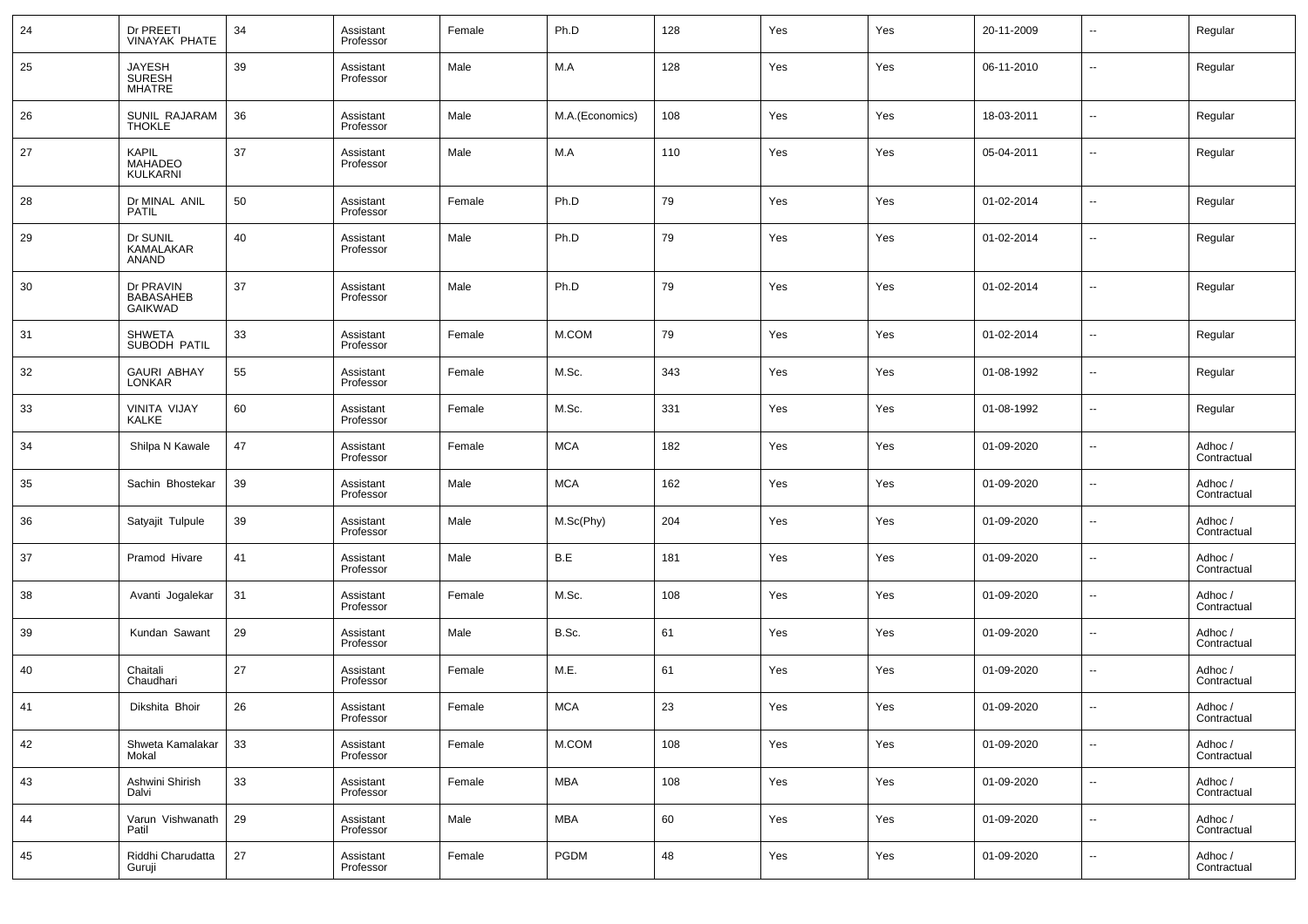| 24 | Dr PREETI VINAYAK PHATE | 34 | Assistant Professor | Female | Ph.D | 128 | Yes | Yes | 20-11-2009 | -- | Regular |
|---|---|---|---|---|---|---|---|---|---|---|---|
| 25 | JAYESH SURESH MHATRE | 39 | Assistant Professor | Male | M.A | 128 | Yes | Yes | 06-11-2010 | -- | Regular |
| 26 | SUNIL RAJARAM THOKLE | 36 | Assistant Professor | Male | M.A.(Economics) | 108 | Yes | Yes | 18-03-2011 | -- | Regular |
| 27 | KAPIL MAHADEO KULKARNI | 37 | Assistant Professor | Male | M.A | 110 | Yes | Yes | 05-04-2011 | -- | Regular |
| 28 | Dr MINAL ANIL PATIL | 50 | Assistant Professor | Female | Ph.D | 79 | Yes | Yes | 01-02-2014 | -- | Regular |
| 29 | Dr SUNIL KAMALAKAR ANAND | 40 | Assistant Professor | Male | Ph.D | 79 | Yes | Yes | 01-02-2014 | -- | Regular |
| 30 | Dr PRAVIN BABASAHEB GAIKWAD | 37 | Assistant Professor | Male | Ph.D | 79 | Yes | Yes | 01-02-2014 | -- | Regular |
| 31 | SHWETA SUBODH PATIL | 33 | Assistant Professor | Female | M.COM | 79 | Yes | Yes | 01-02-2014 | -- | Regular |
| 32 | GAURI ABHAY LONKAR | 55 | Assistant Professor | Female | M.Sc. | 343 | Yes | Yes | 01-08-1992 | -- | Regular |
| 33 | VINITA VIJAY KALKE | 60 | Assistant Professor | Female | M.Sc. | 331 | Yes | Yes | 01-08-1992 | -- | Regular |
| 34 | Shilpa N Kawale | 47 | Assistant Professor | Female | MCA | 182 | Yes | Yes | 01-09-2020 | -- | Adhoc / Contractual |
| 35 | Sachin Bhostekar | 39 | Assistant Professor | Male | MCA | 162 | Yes | Yes | 01-09-2020 | -- | Adhoc / Contractual |
| 36 | Satyajit Tulpule | 39 | Assistant Professor | Male | M.Sc(Phy) | 204 | Yes | Yes | 01-09-2020 | -- | Adhoc / Contractual |
| 37 | Pramod Hivare | 41 | Assistant Professor | Male | B.E | 181 | Yes | Yes | 01-09-2020 | -- | Adhoc / Contractual |
| 38 | Avanti Jogalekar | 31 | Assistant Professor | Female | M.Sc. | 108 | Yes | Yes | 01-09-2020 | -- | Adhoc / Contractual |
| 39 | Kundan Sawant | 29 | Assistant Professor | Male | B.Sc. | 61 | Yes | Yes | 01-09-2020 | -- | Adhoc / Contractual |
| 40 | Chaitali Chaudhari | 27 | Assistant Professor | Female | M.E. | 61 | Yes | Yes | 01-09-2020 | -- | Adhoc / Contractual |
| 41 | Dikshita Bhoir | 26 | Assistant Professor | Female | MCA | 23 | Yes | Yes | 01-09-2020 | -- | Adhoc / Contractual |
| 42 | Shweta Kamalakar Mokal | 33 | Assistant Professor | Female | M.COM | 108 | Yes | Yes | 01-09-2020 | -- | Adhoc / Contractual |
| 43 | Ashwini Shirish Dalvi | 33 | Assistant Professor | Female | MBA | 108 | Yes | Yes | 01-09-2020 | -- | Adhoc / Contractual |
| 44 | Varun Vishwanath Patil | 29 | Assistant Professor | Male | MBA | 60 | Yes | Yes | 01-09-2020 | -- | Adhoc / Contractual |
| 45 | Riddhi Charudatta Guruji | 27 | Assistant Professor | Female | PGDM | 48 | Yes | Yes | 01-09-2020 | -- | Adhoc / Contractual |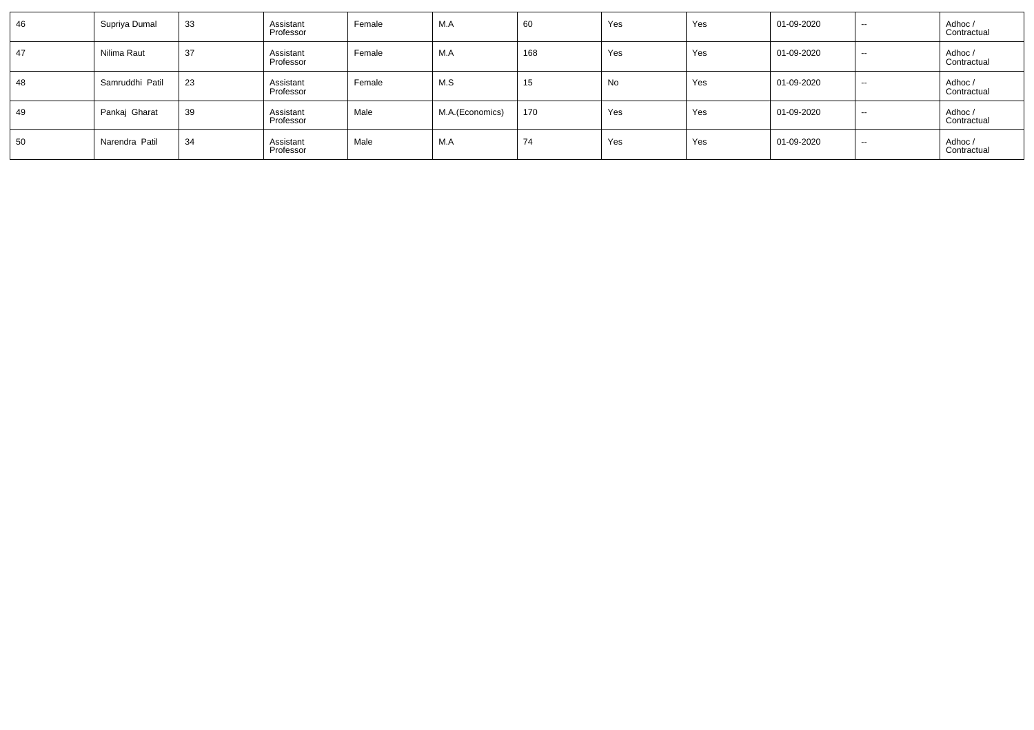| | | | | | | | | | | | |
|---|---|---|---|---|---|---|---|---|---|---|---|
| 46 | Supriya Dumal | 33 | Assistant Professor | Female | M.A | 60 | Yes | Yes | 01-09-2020 | -- | Adhoc / Contractual |
| 47 | Nilima Raut | 37 | Assistant Professor | Female | M.A | 168 | Yes | Yes | 01-09-2020 | -- | Adhoc / Contractual |
| 48 | Samruddhi Patil | 23 | Assistant Professor | Female | M.S | 15 | No | Yes | 01-09-2020 | -- | Adhoc / Contractual |
| 49 | Pankaj Gharat | 39 | Assistant Professor | Male | M.A.(Economics) | 170 | Yes | Yes | 01-09-2020 | -- | Adhoc / Contractual |
| 50 | Narendra Patil | 34 | Assistant Professor | Male | M.A | 74 | Yes | Yes | 01-09-2020 | -- | Adhoc / Contractual |